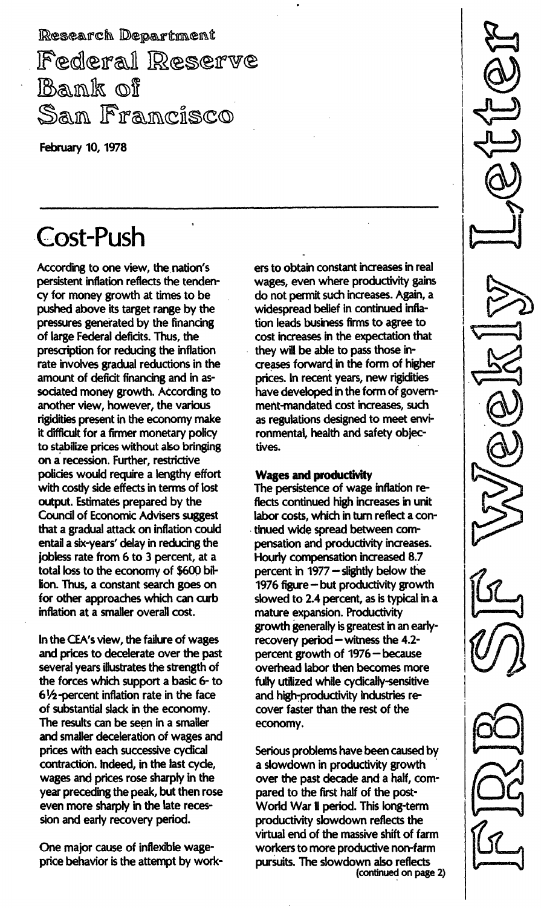Research Department

Federal Reserve Bank of San Francisco

February 10, 1978

FRB SF Weekly Letter

# Cost-Push

According to one view, the nation's persistent inflation reflects the tendency for money growth at times to be pushed above its target range by the pressures generated by the financing of large Federal deficits. Thus, the prescription for reducing the inflation rate involves gradual reductions in the amount of deficit financing and in associated money growth. According to another view, however, the various rigidities present in the economy make it difficult for a firmer monetary policy to stabilize prices without also bringing on a recession. Further, restrictive policies would require a lengthy effort with costly side effects in terms of lost output. Estimates prepared by the Council of Economic Advisers suggest that a gradual attack on inflation could entail a six-years' delay in reducing the jobless rate from 6 to 3 percent, at a total loss to the economy of $600 billion. Thus, a constant search goes on for other approaches which can curb inflation at a smaller overall cost.

In the CEA's view, the failure of wages and prices to decelerate over the past several years illustrates the strength of the forces which support a basic 6- to 6½-percent inflation rate in the face of substantial slack in the economy. The results can be seen in a smaller and smaller deceleration of wages and prices with each successive cyclical contraction. Indeed, in the last cycle, wages and prices rose sharply in the year preceding the peak, but then rose even more sharply in the late recession and early recovery period.

One major cause of inflexible wage-price behavior is the attempt by workers to obtain constant increases in real wages, even where productivity gains do not permit such increases. Again, a widespread belief in continued inflation leads business firms to agree to cost increases in the expectation that they will be able to pass those increases forward in the form of higher prices. In recent years, new rigidities have developed in the form of government-mandated cost increases, such as regulations designed to meet environmental, health and safety objectives.

**Wages and productivity**

The persistence of wage inflation reflects continued high increases in unit labor costs, which in turn reflect a continued wide spread between compensation and productivity increases. Hourly compensation increased 8.7 percent in 1977 – slightly below the 1976 figure – but productivity growth slowed to 2.4 percent, as is typical in a mature expansion. Productivity growth generally is greatest in an early-recovery period – witness the 4.2-percent growth of 1976 – because overhead labor then becomes more fully utilized while cyclically-sensitive and high-productivity industries recover faster than the rest of the economy.

Serious problems have been caused by a slowdown in productivity growth over the past decade and a half, compared to the first half of the post-World War II period. This long-term productivity slowdown reflects the virtual end of the massive shift of farm workers to more productive non-farm pursuits. The slowdown also reflects

(continued on page 2)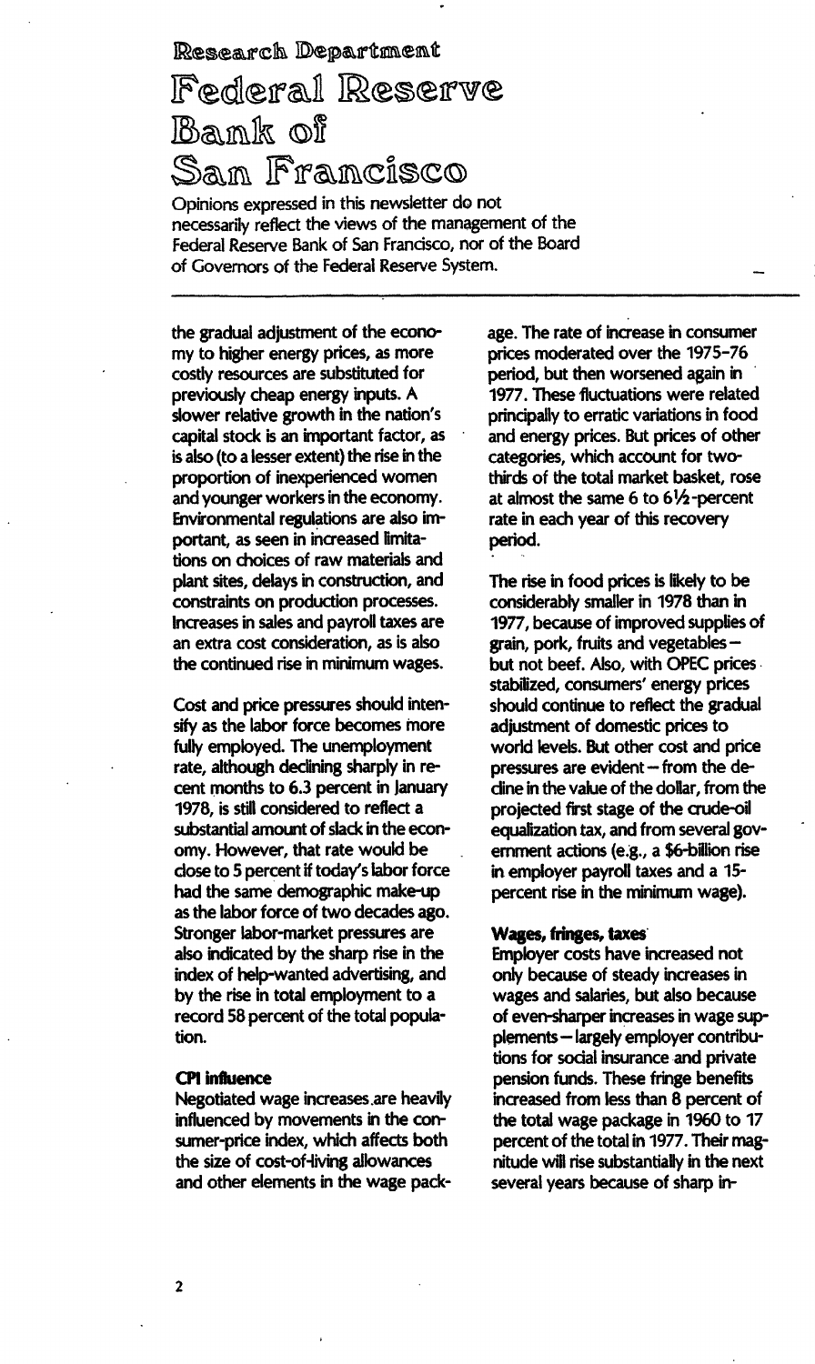the gradual adjustment of the economy to higher energy prices, as more costly resources are substituted for previously cheap energy inputs. A slower relative growth in the nation's capital stock is an important factor, as is also (to a lesser extent) the rise in the proportion of inexperienced women and younger workers in the economy. Environmental regulations are also important, as seen in increased limitations on choices of raw materials and plant sites, delays in construction, and constraints on production processes. Increases in sales and payroll taxes are an extra cost consideration, as is also the continued rise in minimum wages.

Cost and price pressures should intensify as the labor force becomes more fully employed. The unemployment rate, although declining sharply in recent months to 6.3 percent in January 1978, is still considered to reflect a substantial amount of slack in the economy. However, that rate would be close to 5 percent if today's labor force had the same demographic make-up as the labor force of two decades ago. Stronger labor-market pressures are also indicated by the sharp rise in the index of help-wanted advertising, and by the rise in total employment to a record 58 percent of the total population.

**CPI influence**

Negotiated wage increases are heavily influenced by movements in the consumer-price index, which affects both the size of cost-of-living allowances and other elements in the wage package. The rate of increase in consumer prices moderated over the 1975-76 period, but then worsened again in 1977. These fluctuations were related principally to erratic variations in food and energy prices. But prices of other categories, which account for two-thirds of the total market basket, rose at almost the same 6 to 6½-percent rate in each year of this recovery period.

The rise in food prices is likely to be considerably smaller in 1978 than in 1977, because of improved supplies of grain, pork, fruits and vegetables—but not beef. Also, with OPEC prices stabilized, consumers' energy prices should continue to reflect the gradual adjustment of domestic prices to world levels. But other cost and price pressures are evident—from the decline in the value of the dollar, from the projected first stage of the crude-oil equalization tax, and from several government actions (e.g., a $6-billion rise in employer payroll taxes and a 15-percent rise in the minimum wage).

**Wages, fringes, taxes**

Employer costs have increased not only because of steady increases in wages and salaries, but also because of even-sharper increases in wage supplements—largely employer contributions for social insurance and private pension funds. These fringe benefits increased from less than 8 percent of the total wage package in 1960 to 17 percent of the total in 1977. Their magnitude will rise substantially in the next several years because of sharp in-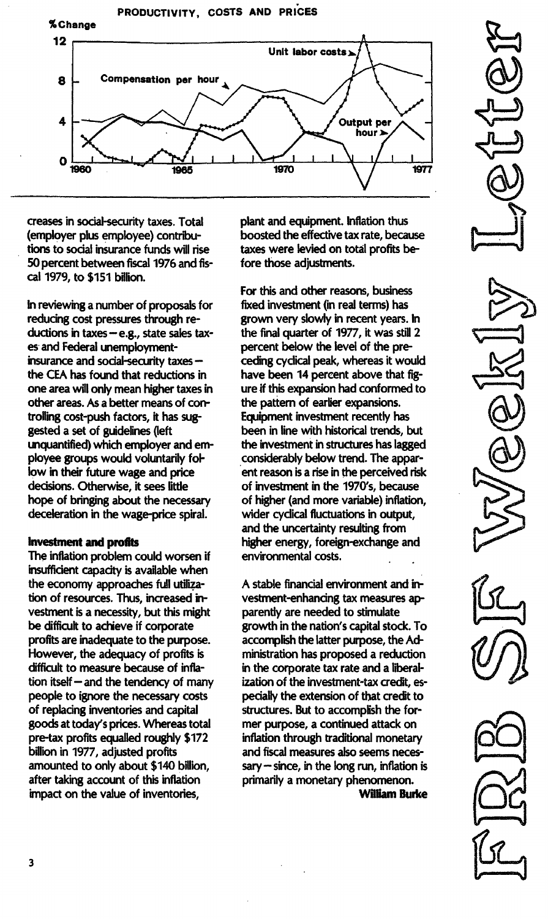**PRODUCTIVITY, COSTS AND PRICES**

creases in social-security taxes. Total (employer plus employee) contributions to social insurance funds will rise 50 percent between fiscal 1976 and fiscal 1979, to $151 billion.

In reviewing a number of proposals for reducing cost pressures through reductions in taxes—e.g., state sales taxes and Federal unemployment-insurance and social-security taxes—the CEA has found that reductions in one area will only mean higher taxes in other areas. As a better means of controlling cost-push factors, it has suggested a set of guidelines (left unquantified) which employer and employee groups would voluntarily follow in their future wage and price decisions. Otherwise, it sees little hope of bringing about the necessary deceleration in the wage-price spiral.

**Investment and profits**

The inflation problem could worsen if insufficient capacity is available when the economy approaches full utilization of resources. Thus, increased investment is a necessity, but this might be difficult to achieve if corporate profits are inadequate to the purpose. However, the adequacy of profits is difficult to measure because of inflation itself—and the tendency of many people to ignore the necessary costs of replacing inventories and capital goods at today's prices. Whereas total pre-tax profits equalled roughly $172 billion in 1977, adjusted profits amounted to only about $140 billion, after taking account of this inflation impact on the value of inventories, plant and equipment. Inflation thus boosted the effective tax rate, because taxes were levied on total profits before those adjustments.

For this and other reasons, business fixed investment (in real terms) has grown very slowly in recent years. In the final quarter of 1977, it was still 2 percent below the level of the preceding cyclical peak, whereas it would have been 14 percent above that figure if this expansion had conformed to the pattern of earlier expansions. Equipment investment recently has been in line with historical trends, but the investment in structures has lagged considerably below trend. The apparent reason is a rise in the perceived risk of investment in the 1970's, because of higher (and more variable) inflation, wider cyclical fluctuations in output, and the uncertainty resulting from higher energy, foreign-exchange and environmental costs.

A stable financial environment and investment-enhancing tax measures apparently are needed to stimulate growth in the nation's capital stock. To accomplish the latter purpose, the Administration has proposed a reduction in the corporate tax rate and a liberalization of the investment-tax credit, especially the extension of that credit to structures. But to accomplish the former purpose, a continued attack on inflation through traditional monetary and fiscal measures also seems necessary—since, in the long run, inflation is primarily a monetary phenomenon.

**William Burke**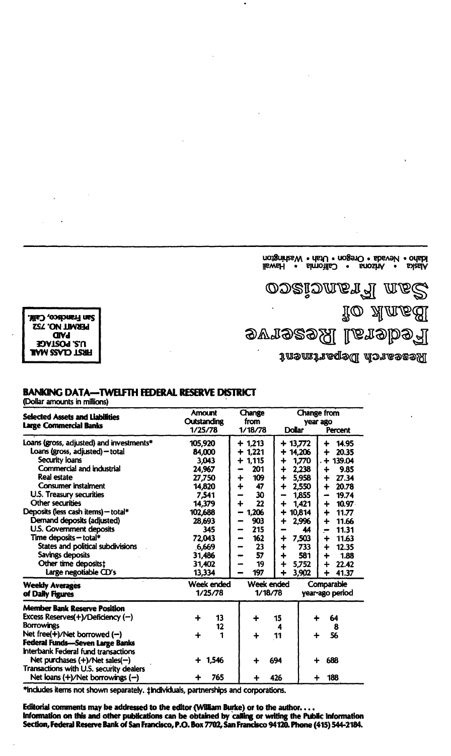Research Department

Federal Reserve Bank of San Francisco

Alaska • Arizona • California • Hawaii
Idaho • Nevada • Oregon • Utah • Washington

FIRST CLASS MAIL
U.S. POSTAGE
PAID
PERMIT NO. 752
San Francisco, Calif.

## BANKING DATA—TWELFTH FEDERAL RESERVE DISTRICT

(Dollar amounts in millions)

| Selected Assets and Liabilities Large Commercial Banks | Amount Outstanding 1/25/78 | Change from 1/18/78 | Change from year ago Dollar | Percent |
|---|---|---|---|---|
| Loans (gross, adjusted) and investments* | 105,920 | + 1,213 | + 13,772 | + 14.95 |
| Loans (gross, adjusted) — total | 84,000 | + 1,221 | + 14,206 | + 20.35 |
| Security loans | 3,043 | + 1,115 | + 1,770 | + 139.04 |
| Commercial and industrial | 24,967 | − 201 | + 2,238 | + 9.85 |
| Real estate | 27,750 | + 109 | + 5,958 | + 27.34 |
| Consumer instalment | 14,820 | + 47 | + 2,550 | + 20.78 |
| U.S. Treasury securities | 7,541 | − 30 | − 1,855 | − 19.74 |
| Other securities | 14,379 | + 22 | + 1,421 | + 10.97 |
| Deposits (less cash items) — total* | 102,688 | − 1,206 | + 10,814 | + 11.77 |
| Demand deposits (adjusted) | 28,693 | − 903 | + 2,996 | + 11.66 |
| U.S. Government deposits | 345 | − 215 | − 44 | − 11.31 |
| Time deposits — total* | 72,043 | − 162 | + 7,503 | + 11.63 |
| States and political subdivisions | 6,669 | − 23 | + 733 | + 12.35 |
| Savings deposits | 31,486 | − 57 | + 581 | + 1.88 |
| Other time deposits‡ | 31,402 | − 19 | + 5,752 | + 22.42 |
| Large negotiable CD's | 13,334 | − 197 | + 3,902 | + 41.37 |

| Weekly Averages of Daily Figures | Week ended 1/25/78 | Week ended 1/18/78 | Comparable year-ago period |
|---|---|---|---|
| **Member Bank Reserve Position** | | | |
| Excess Reserves(+)/Deficiency (−) | + 13 | + 15 | + 64 |
| Borrowings | 12 | 4 | 8 |
| Net free(+)/Net borrowed (−) | + 1 | + 11 | + 56 |
| **Federal Funds—Seven Large Banks** | | | |
| Interbank Federal fund transactions | | | |
| Net purchases (+)/Net sales(−) | + 1,546 | + 694 | + 688 |
| Transactions with U.S. security dealers | | | |
| Net loans (+)/Net borrowings (−) | + 765 | + 426 | + 188 |

*Includes items not shown separately. ‡Individuals, partnerships and corporations.

**Editorial comments may be addressed to the editor (William Burke) or to the author. . . .**
**Information on this and other publications can be obtained by calling or writing the Public Information Section, Federal Reserve Bank of San Francisco, P.O. Box 7702, San Francisco 94120. Phone (415) 544-2184.**